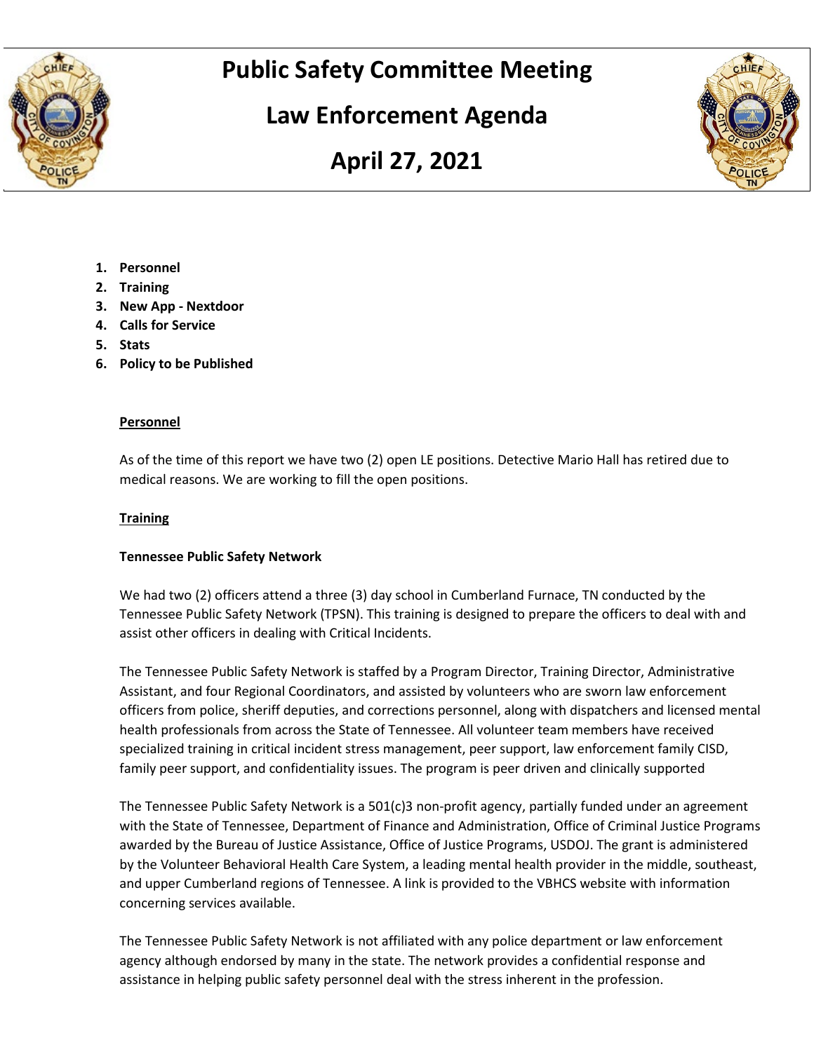# Public Safety Committee Meeting

# Law Enforcement Agenda

# April 27, 2021

1. **Personnel**
2. **Training**
3. **New App - Nextdoor**
4. **Calls for Service**
5. **Stats**
6. **Policy to be Published**

**Personnel**

As of the time of this report we have two (2) open LE positions. Detective Mario Hall has retired due to medical reasons. We are working to fill the open positions.

**Training**

**Tennessee Public Safety Network**

We had two (2) officers attend a three (3) day school in Cumberland Furnace, TN conducted by the Tennessee Public Safety Network (TPSN). This training is designed to prepare the officers to deal with and assist other officers in dealing with Critical Incidents.

The Tennessee Public Safety Network is staffed by a Program Director, Training Director, Administrative Assistant, and four Regional Coordinators, and assisted by volunteers who are sworn law enforcement officers from police, sheriff deputies, and corrections personnel, along with dispatchers and licensed mental health professionals from across the State of Tennessee. All volunteer team members have received specialized training in critical incident stress management, peer support, law enforcement family CISD, family peer support, and confidentiality issues. The program is peer driven and clinically supported

The Tennessee Public Safety Network is a 501(c)3 non-profit agency, partially funded under an agreement with the State of Tennessee, Department of Finance and Administration, Office of Criminal Justice Programs awarded by the Bureau of Justice Assistance, Office of Justice Programs, USDOJ. The grant is administered by the Volunteer Behavioral Health Care System, a leading mental health provider in the middle, southeast, and upper Cumberland regions of Tennessee. A link is provided to the VBHCS website with information concerning services available.

The Tennessee Public Safety Network is not affiliated with any police department or law enforcement agency although endorsed by many in the state. The network provides a confidential response and assistance in helping public safety personnel deal with the stress inherent in the profession.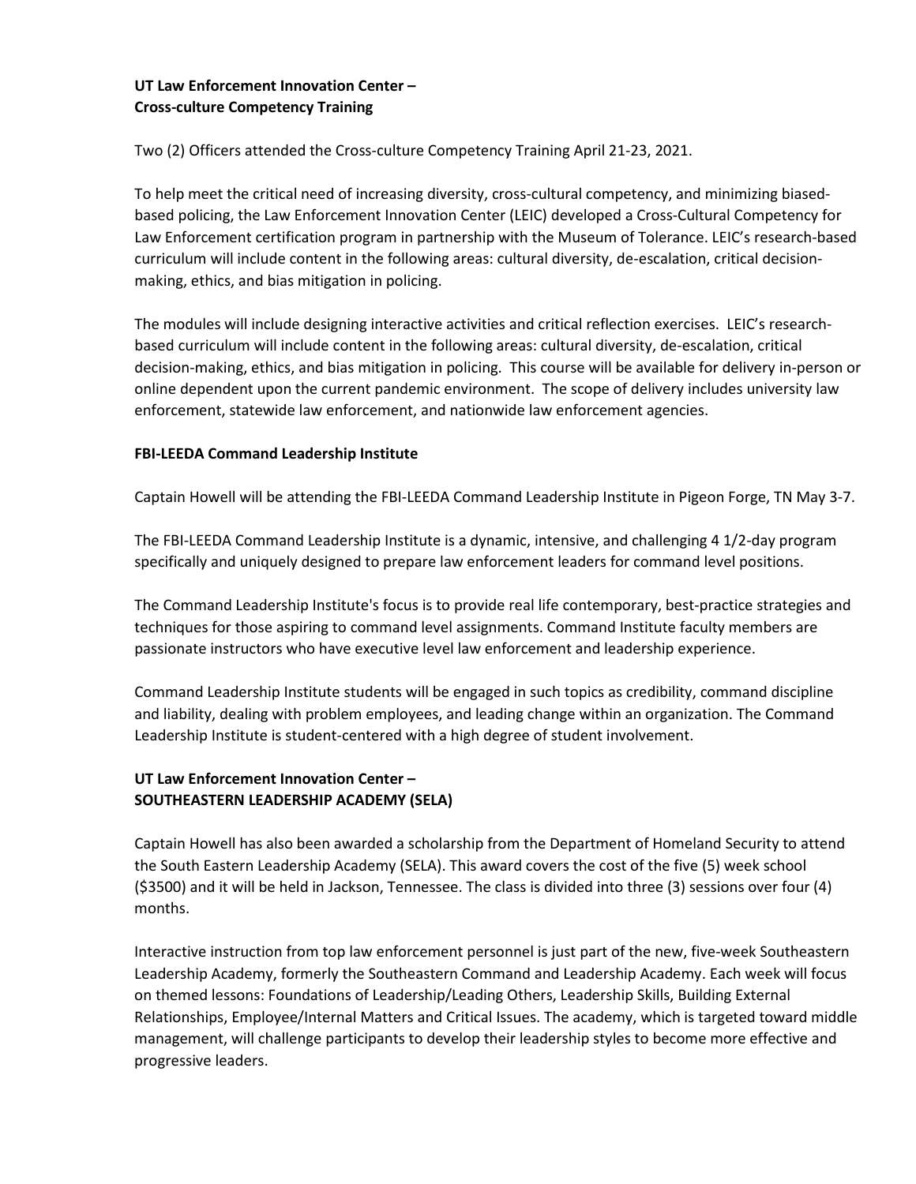**UT Law Enforcement Innovation Center –**
**Cross-culture Competency Training**

Two (2) Officers attended the Cross-culture Competency Training April 21-23, 2021.

To help meet the critical need of increasing diversity, cross-cultural competency, and minimizing biased-based policing, the Law Enforcement Innovation Center (LEIC) developed a Cross-Cultural Competency for Law Enforcement certification program in partnership with the Museum of Tolerance. LEIC's research-based curriculum will include content in the following areas: cultural diversity, de-escalation, critical decision-making, ethics, and bias mitigation in policing.

The modules will include designing interactive activities and critical reflection exercises. LEIC's research-based curriculum will include content in the following areas: cultural diversity, de-escalation, critical decision-making, ethics, and bias mitigation in policing. This course will be available for delivery in-person or online dependent upon the current pandemic environment. The scope of delivery includes university law enforcement, statewide law enforcement, and nationwide law enforcement agencies.

**FBI-LEEDA Command Leadership Institute**

Captain Howell will be attending the FBI-LEEDA Command Leadership Institute in Pigeon Forge, TN May 3-7.

The FBI-LEEDA Command Leadership Institute is a dynamic, intensive, and challenging 4 1/2-day program specifically and uniquely designed to prepare law enforcement leaders for command level positions.

The Command Leadership Institute's focus is to provide real life contemporary, best-practice strategies and techniques for those aspiring to command level assignments. Command Institute faculty members are passionate instructors who have executive level law enforcement and leadership experience.

Command Leadership Institute students will be engaged in such topics as credibility, command discipline and liability, dealing with problem employees, and leading change within an organization. The Command Leadership Institute is student-centered with a high degree of student involvement.

**UT Law Enforcement Innovation Center –**
**SOUTHEASTERN LEADERSHIP ACADEMY (SELA)**

Captain Howell has also been awarded a scholarship from the Department of Homeland Security to attend the South Eastern Leadership Academy (SELA). This award covers the cost of the five (5) week school ($3500) and it will be held in Jackson, Tennessee. The class is divided into three (3) sessions over four (4) months.

Interactive instruction from top law enforcement personnel is just part of the new, five-week Southeastern Leadership Academy, formerly the Southeastern Command and Leadership Academy. Each week will focus on themed lessons: Foundations of Leadership/Leading Others, Leadership Skills, Building External Relationships, Employee/Internal Matters and Critical Issues. The academy, which is targeted toward middle management, will challenge participants to develop their leadership styles to become more effective and progressive leaders.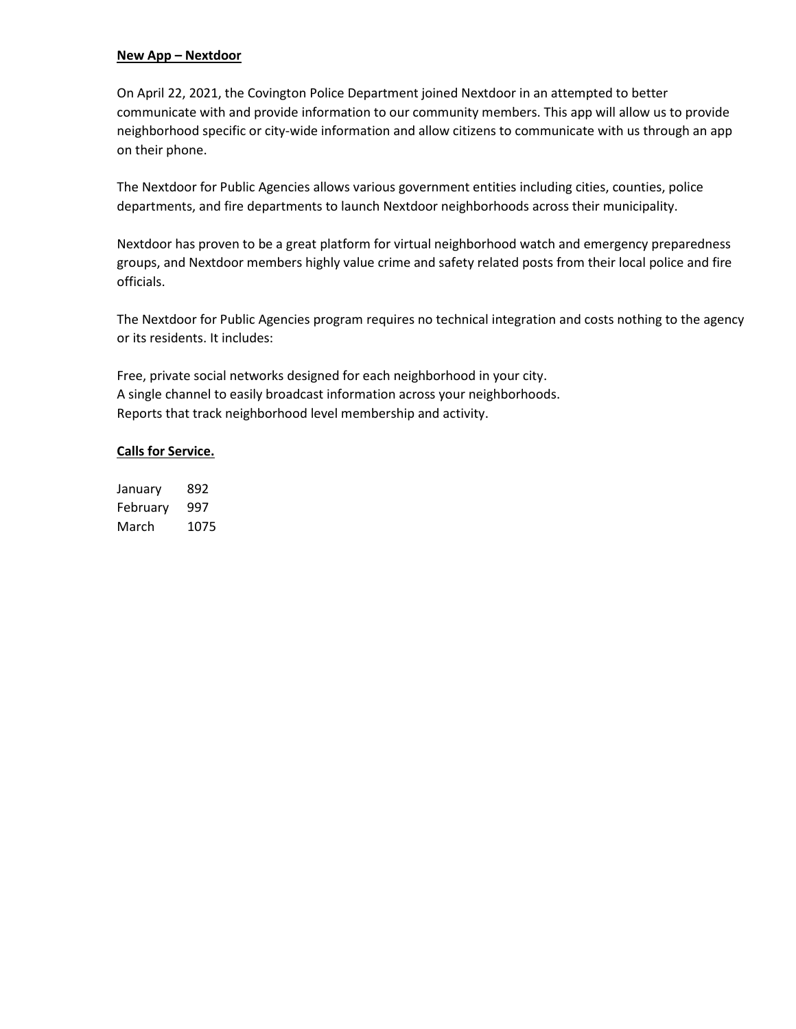**New App – Nextdoor**

On April 22, 2021, the Covington Police Department joined Nextdoor in an attempted to better communicate with and provide information to our community members. This app will allow us to provide neighborhood specific or city-wide information and allow citizens to communicate with us through an app on their phone.

The Nextdoor for Public Agencies allows various government entities including cities, counties, police departments, and fire departments to launch Nextdoor neighborhoods across their municipality.

Nextdoor has proven to be a great platform for virtual neighborhood watch and emergency preparedness groups, and Nextdoor members highly value crime and safety related posts from their local police and fire officials.

The Nextdoor for Public Agencies program requires no technical integration and costs nothing to the agency or its residents. It includes:

Free, private social networks designed for each neighborhood in your city.
A single channel to easily broadcast information across your neighborhoods.
Reports that track neighborhood level membership and activity.

**Calls for Service.**

| | |
|---|---|
| January | 892 |
| February | 997 |
| March | 1075 |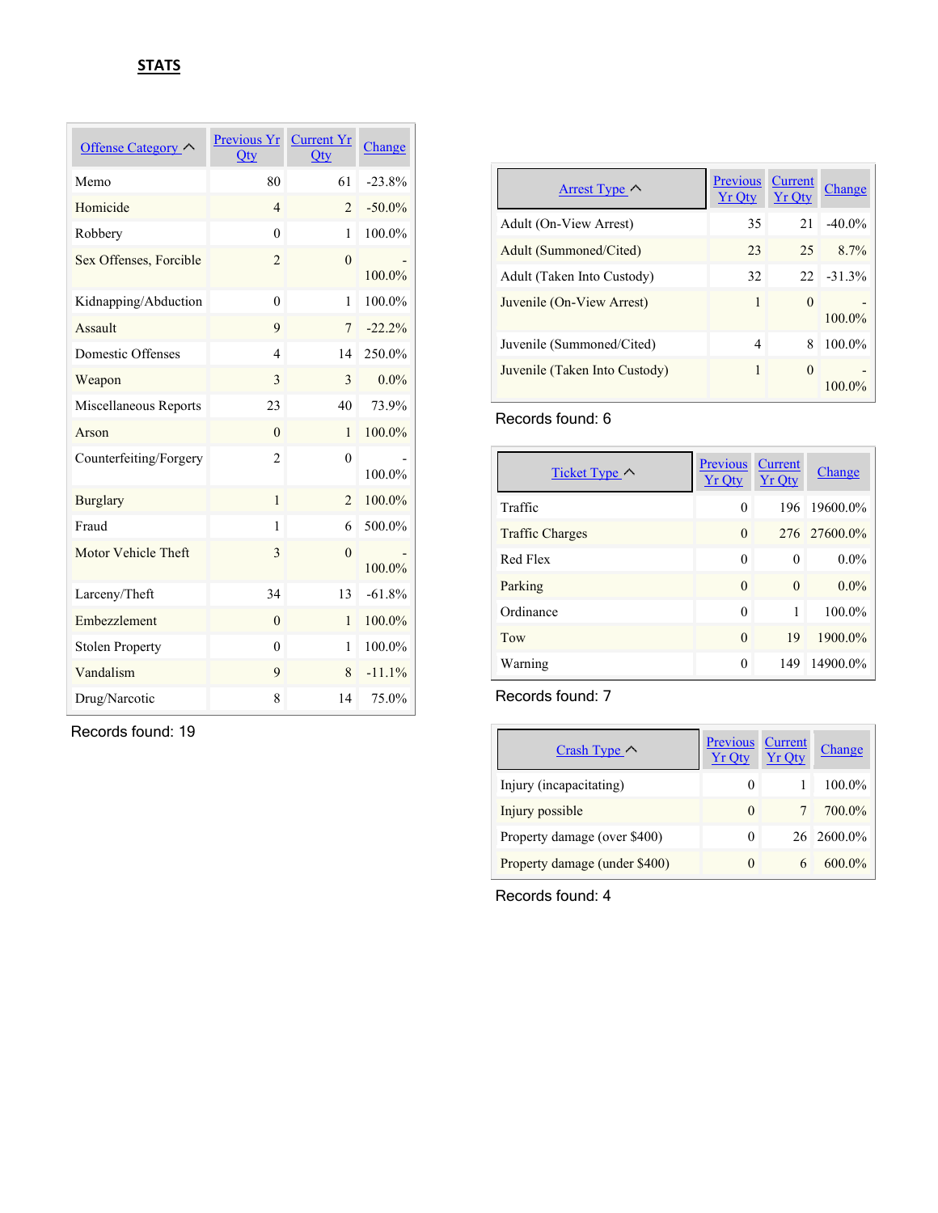**STATS**

| Offense Category | Previous Yr Qty | Current Yr Qty | Change |
|---|---|---|---|
| Memo | 80 | 61 | -23.8% |
| Homicide | 4 | 2 | -50.0% |
| Robbery | 0 | 1 | 100.0% |
| Sex Offenses, Forcible | 2 | 0 | -100.0% |
| Kidnapping/Abduction | 0 | 1 | 100.0% |
| Assault | 9 | 7 | -22.2% |
| Domestic Offenses | 4 | 14 | 250.0% |
| Weapon | 3 | 3 | 0.0% |
| Miscellaneous Reports | 23 | 40 | 73.9% |
| Arson | 0 | 1 | 100.0% |
| Counterfeiting/Forgery | 2 | 0 | -100.0% |
| Burglary | 1 | 2 | 100.0% |
| Fraud | 1 | 6 | 500.0% |
| Motor Vehicle Theft | 3 | 0 | -100.0% |
| Larceny/Theft | 34 | 13 | -61.8% |
| Embezzlement | 0 | 1 | 100.0% |
| Stolen Property | 0 | 1 | 100.0% |
| Vandalism | 9 | 8 | -11.1% |
| Drug/Narcotic | 8 | 14 | 75.0% |

Records found: 19

| Arrest Type | Previous Yr Qty | Current Yr Qty | Change |
|---|---|---|---|
| Adult (On-View Arrest) | 35 | 21 | -40.0% |
| Adult (Summoned/Cited) | 23 | 25 | 8.7% |
| Adult (Taken Into Custody) | 32 | 22 | -31.3% |
| Juvenile (On-View Arrest) | 1 | 0 | -100.0% |
| Juvenile (Summoned/Cited) | 4 | 8 | 100.0% |
| Juvenile (Taken Into Custody) | 1 | 0 | -100.0% |

Records found: 6

| Ticket Type | Previous Yr Qty | Current Yr Qty | Change |
|---|---|---|---|
| Traffic | 0 | 196 | 19600.0% |
| Traffic Charges | 0 | 276 | 27600.0% |
| Red Flex | 0 | 0 | 0.0% |
| Parking | 0 | 0 | 0.0% |
| Ordinance | 0 | 1 | 100.0% |
| Tow | 0 | 19 | 1900.0% |
| Warning | 0 | 149 | 14900.0% |

Records found: 7

| Crash Type | Previous Yr Qty | Current Yr Qty | Change |
|---|---|---|---|
| Injury (incapacitating) | 0 | 1 | 100.0% |
| Injury possible | 0 | 7 | 700.0% |
| Property damage (over $400) | 0 | 26 | 2600.0% |
| Property damage (under $400) | 0 | 6 | 600.0% |

Records found: 4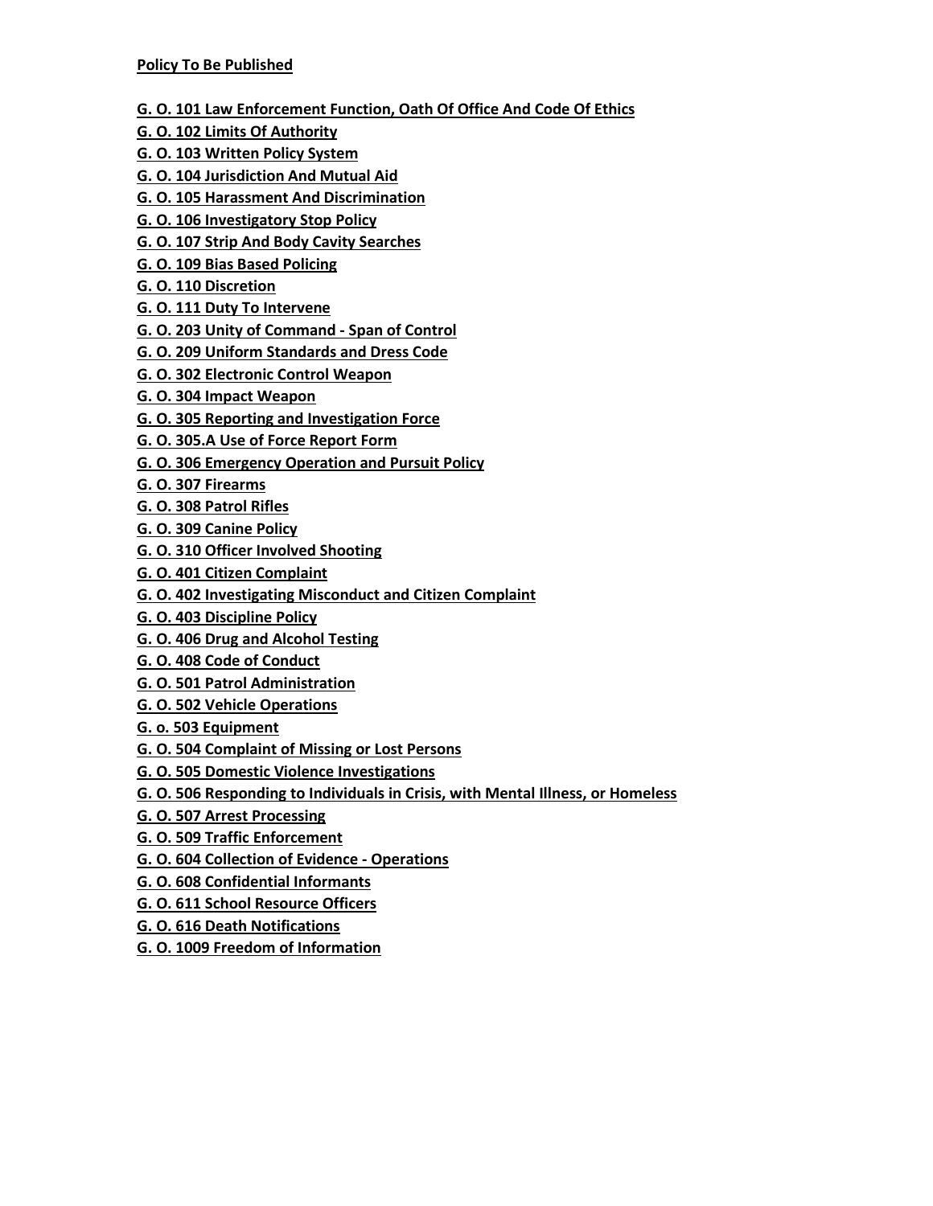**Policy To Be Published**

**G. O. 101 Law Enforcement Function, Oath Of Office And Code Of Ethics**

**G. O. 102 Limits Of Authority**

**G. O. 103 Written Policy System**

**G. O. 104 Jurisdiction And Mutual Aid**

**G. O. 105 Harassment And Discrimination**

**G. O. 106 Investigatory Stop Policy**

**G. O. 107 Strip And Body Cavity Searches**

**G. O. 109 Bias Based Policing**

**G. O. 110 Discretion**

**G. O. 111 Duty To Intervene**

**G. O. 203 Unity of Command - Span of Control**

**G. O. 209 Uniform Standards and Dress Code**

**G. O. 302 Electronic Control Weapon**

**G. O. 304 Impact Weapon**

**G. O. 305 Reporting and Investigation Force**

**G. O. 305.A Use of Force Report Form**

**G. O. 306 Emergency Operation and Pursuit Policy**

**G. O. 307 Firearms**

**G. O. 308 Patrol Rifles**

**G. O. 309 Canine Policy**

**G. O. 310 Officer Involved Shooting**

**G. O. 401 Citizen Complaint**

**G. O. 402 Investigating Misconduct and Citizen Complaint**

**G. O. 403 Discipline Policy**

**G. O. 406 Drug and Alcohol Testing**

**G. O. 408 Code of Conduct**

**G. O. 501 Patrol Administration**

**G. O. 502 Vehicle Operations**

**G. o. 503 Equipment**

**G. O. 504 Complaint of Missing or Lost Persons**

**G. O. 505 Domestic Violence Investigations**

**G. O. 506 Responding to Individuals in Crisis, with Mental Illness, or Homeless**

**G. O. 507 Arrest Processing**

**G. O. 509 Traffic Enforcement**

**G. O. 604 Collection of Evidence - Operations**

**G. O. 608 Confidential Informants**

**G. O. 611 School Resource Officers**

**G. O. 616 Death Notifications**

**G. O. 1009 Freedom of Information**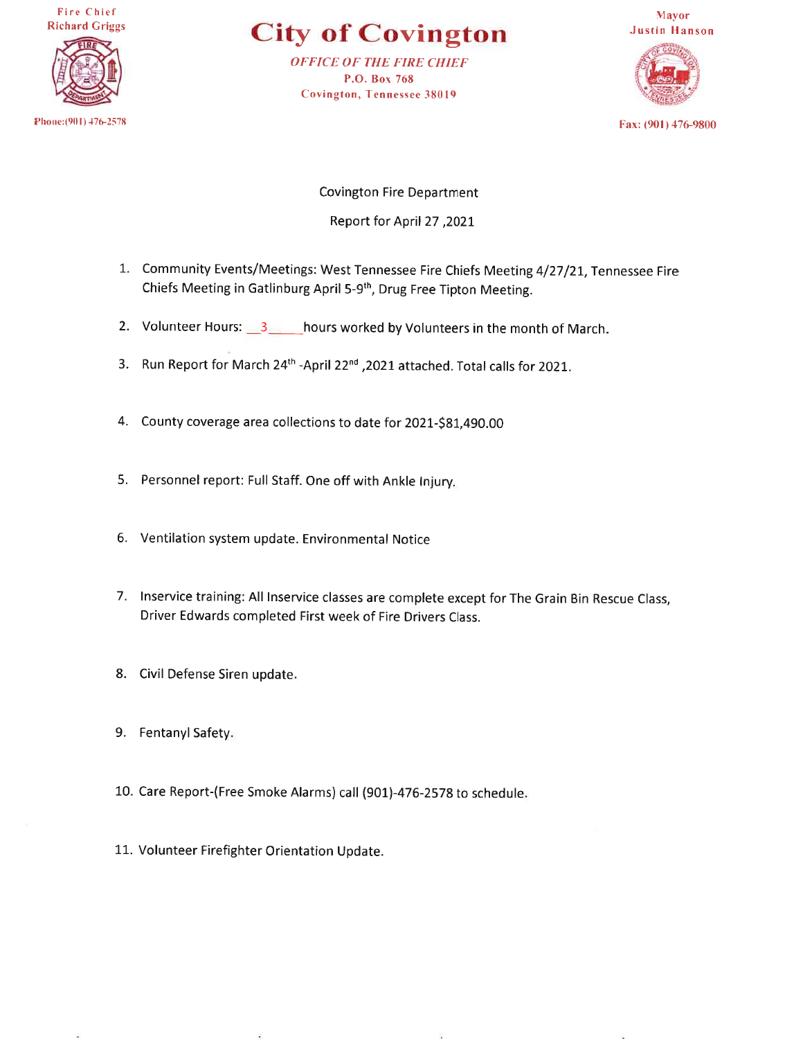Fire Chief
Richard Griggs

Phone:(901) 476-2578

# City of Covington

*OFFICE OF THE FIRE CHIEF*
P.O. Box 768
Covington, Tennessee 38019

Mayor
Justin Hanson

Fax: (901) 476-9800

Covington Fire Department

Report for April 27 ,2021

1. Community Events/Meetings: West Tennessee Fire Chiefs Meeting 4/27/21, Tennessee Fire Chiefs Meeting in Gatlinburg April 5-9th, Drug Free Tipton Meeting.

2. Volunteer Hours: __3_____hours worked by Volunteers in the month of March.

3. Run Report for March 24th -April 22nd ,2021 attached. Total calls for 2021.

4. County coverage area collections to date for 2021-$81,490.00

5. Personnel report: Full Staff. One off with Ankle Injury.

6. Ventilation system update. Environmental Notice

7. Inservice training: All Inservice classes are complete except for The Grain Bin Rescue Class, Driver Edwards completed First week of Fire Drivers Class.

8. Civil Defense Siren update.

9. Fentanyl Safety.

10. Care Report-(Free Smoke Alarms) call (901)-476-2578 to schedule.

11. Volunteer Firefighter Orientation Update.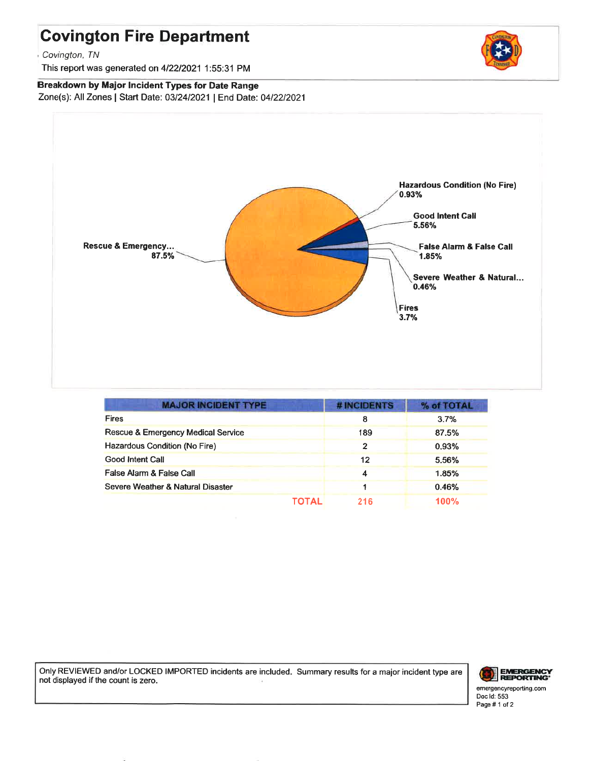# Covington Fire Department

*Covington, TN*

This report was generated on 4/22/2021 1:55:31 PM

**Breakdown by Major Incident Types for Date Range**

Zone(s): All Zones | Start Date: 03/24/2021 | End Date: 04/22/2021

Hazardous Condition (No Fire) 0.93%

Good Intent Call 5.56%

False Alarm & False Call 1.85%

Severe Weather & Natural... 0.46%

Fires 3.7%

Rescue & Emergency... 87.5%

| MAJOR INCIDENT TYPE | # INCIDENTS | % of TOTAL |
|---|---|---|
| Fires | 8 | 3.7% |
| Rescue & Emergency Medical Service | 189 | 87.5% |
| Hazardous Condition (No Fire) | 2 | 0.93% |
| Good Intent Call | 12 | 5.56% |
| False Alarm & False Call | 4 | 1.85% |
| Severe Weather & Natural Disaster | 1 | 0.46% |
| TOTAL | 216 | 100% |

Only REVIEWED and/or LOCKED IMPORTED incidents are included. Summary results for a major incident type are not displayed if the count is zero.

EMERGENCY REPORTING
emergencyreporting.com
Doc Id: 553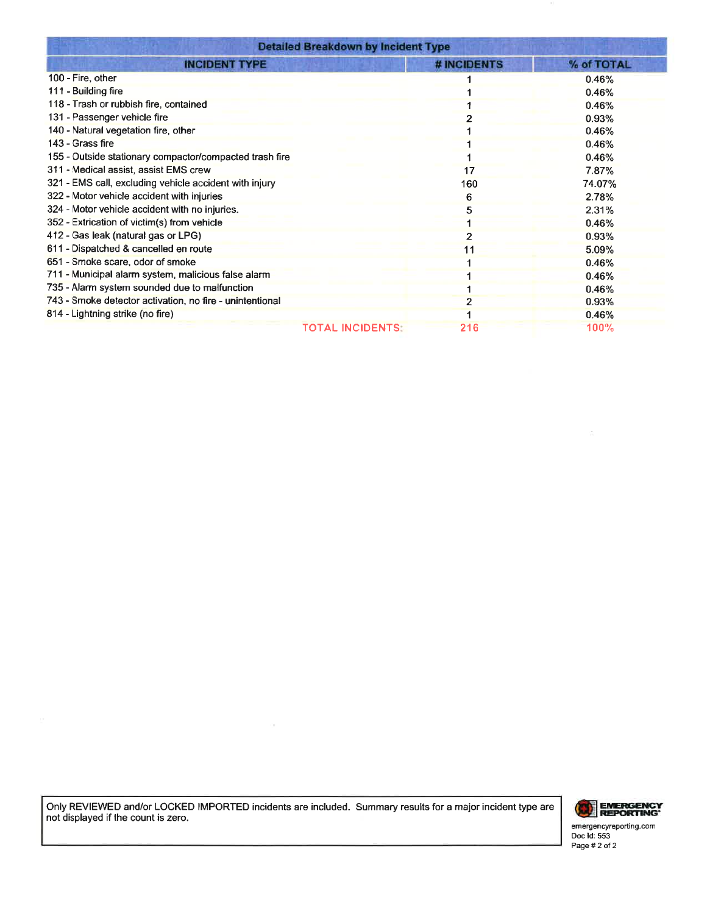## Detailed Breakdown by Incident Type

| INCIDENT TYPE | # INCIDENTS | % of TOTAL |
|---|---|---|
| 100 - Fire, other | 1 | 0.46% |
| 111 - Building fire | 1 | 0.46% |
| 118 - Trash or rubbish fire, contained | 1 | 0.46% |
| 131 - Passenger vehicle fire | 2 | 0.93% |
| 140 - Natural vegetation fire, other | 1 | 0.46% |
| 143 - Grass fire | 1 | 0.46% |
| 155 - Outside stationary compactor/compacted trash fire | 1 | 0.46% |
| 311 - Medical assist, assist EMS crew | 17 | 7.87% |
| 321 - EMS call, excluding vehicle accident with injury | 160 | 74.07% |
| 322 - Motor vehicle accident with injuries | 6 | 2.78% |
| 324 - Motor vehicle accident with no injuries. | 5 | 2.31% |
| 352 - Extrication of victim(s) from vehicle | 1 | 0.46% |
| 412 - Gas leak (natural gas or LPG) | 2 | 0.93% |
| 611 - Dispatched & cancelled en route | 11 | 5.09% |
| 651 - Smoke scare, odor of smoke | 1 | 0.46% |
| 711 - Municipal alarm system, malicious false alarm | 1 | 0.46% |
| 735 - Alarm system sounded due to malfunction | 1 | 0.46% |
| 743 - Smoke detector activation, no fire - unintentional | 2 | 0.93% |
| 814 - Lightning strike (no fire) | 1 | 0.46% |
| TOTAL INCIDENTS: | 216 | 100% |

Only REVIEWED and/or LOCKED IMPORTED incidents are included. Summary results for a major incident type are not displayed if the count is zero.

EMERGENCY REPORTING
emergencyreporting.com
Doc Id: 553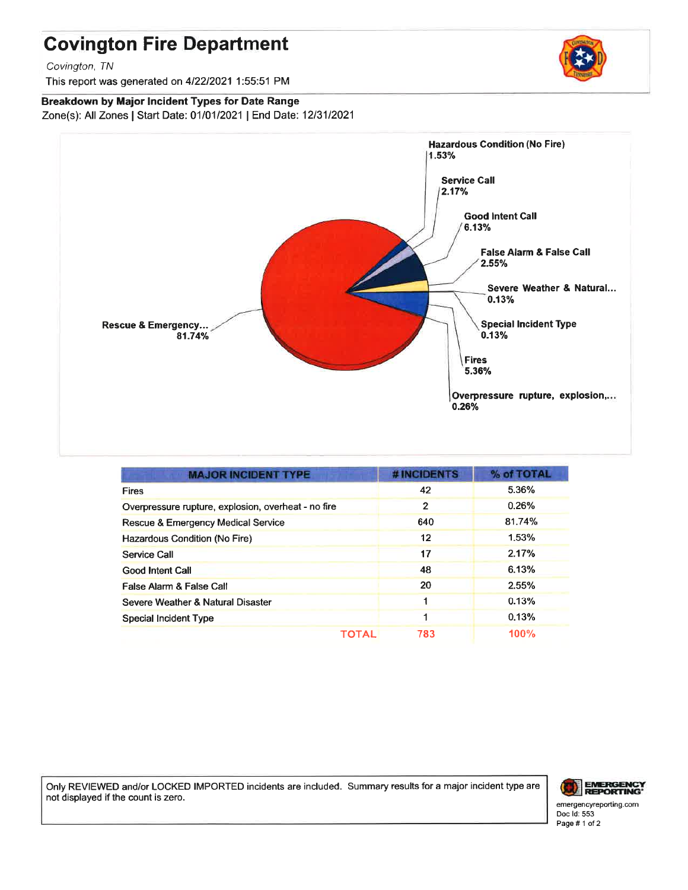# Covington Fire Department

*Covington, TN*

This report was generated on 4/22/2021 1:55:51 PM

**Breakdown by Major Incident Types for Date Range**

Zone(s): All Zones | Start Date: 01/01/2021 | End Date: 12/31/2021

Hazardous Condition (No Fire) 1.53%
Service Call 2.17%
Good Intent Call 6.13%
False Alarm & False Call 2.55%
Severe Weather & Natural... 0.13%
Special Incident Type 0.13%
Fires 5.36%
Overpressure rupture, explosion,... 0.26%
Rescue & Emergency... 81.74%

| MAJOR INCIDENT TYPE | # INCIDENTS | % of TOTAL |
|---|---|---|
| Fires | 42 | 5.36% |
| Overpressure rupture, explosion, overheat - no fire | 2 | 0.26% |
| Rescue & Emergency Medical Service | 640 | 81.74% |
| Hazardous Condition (No Fire) | 12 | 1.53% |
| Service Call | 17 | 2.17% |
| Good Intent Call | 48 | 6.13% |
| False Alarm & False Call | 20 | 2.55% |
| Severe Weather & Natural Disaster | 1 | 0.13% |
| Special Incident Type | 1 | 0.13% |
| TOTAL | 783 | 100% |

Only REVIEWED and/or LOCKED IMPORTED incidents are included. Summary results for a major incident type are not displayed if the count is zero.

emergencyreporting.com
Doc Id: 553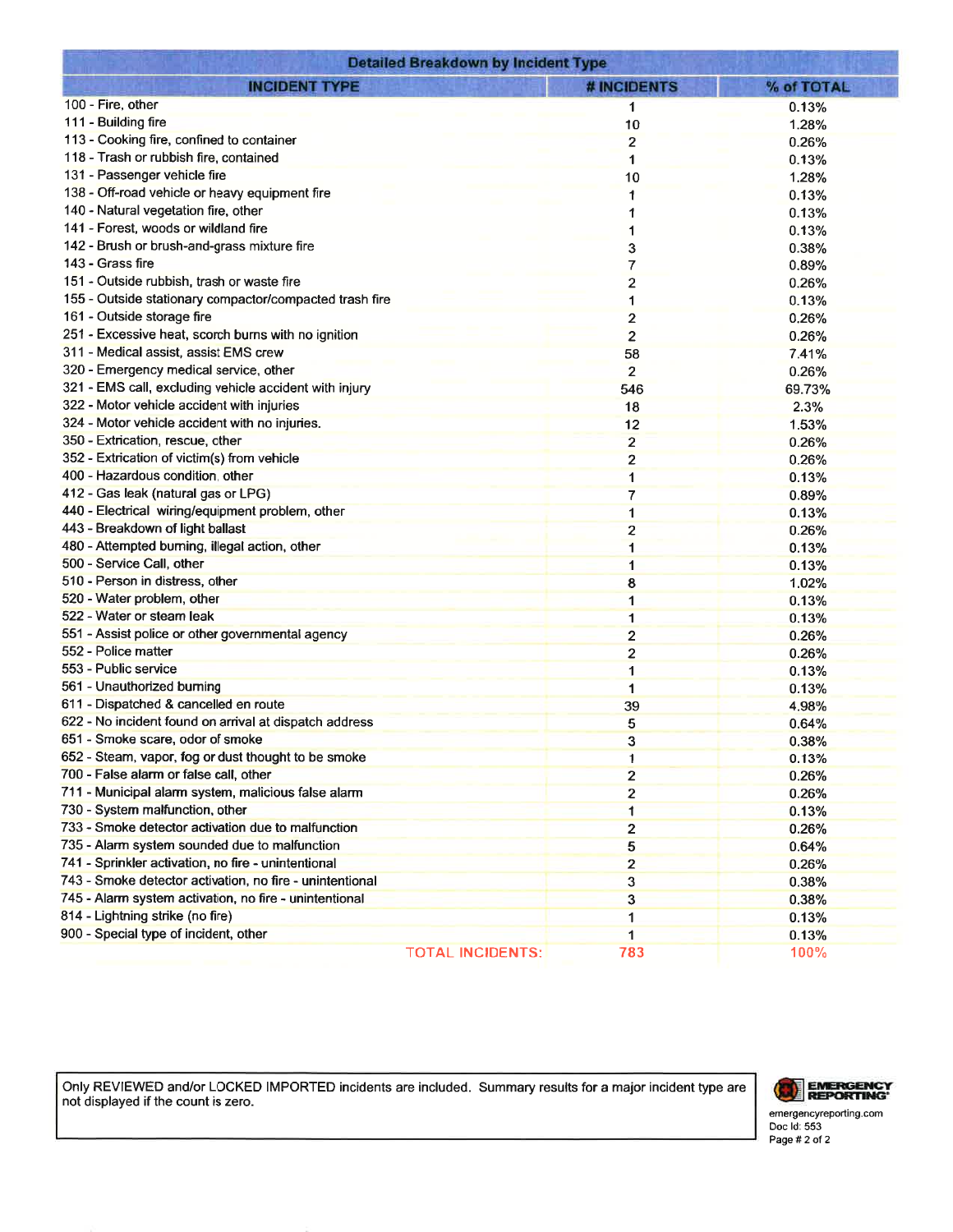**Detailed Breakdown by Incident Type**

| INCIDENT TYPE | # INCIDENTS | % of TOTAL |
| --- | --- | --- |
| 100 - Fire, other | 1 | 0.13% |
| 111 - Building fire | 10 | 1.28% |
| 113 - Cooking fire, confined to container | 2 | 0.26% |
| 118 - Trash or rubbish fire, contained | 1 | 0.13% |
| 131 - Passenger vehicle fire | 10 | 1.28% |
| 138 - Off-road vehicle or heavy equipment fire | 1 | 0.13% |
| 140 - Natural vegetation fire, other | 1 | 0.13% |
| 141 - Forest, woods or wildland fire | 1 | 0.13% |
| 142 - Brush or brush-and-grass mixture fire | 3 | 0.38% |
| 143 - Grass fire | 7 | 0.89% |
| 151 - Outside rubbish, trash or waste fire | 2 | 0.26% |
| 155 - Outside stationary compactor/compacted trash fire | 1 | 0.13% |
| 161 - Outside storage fire | 2 | 0.26% |
| 251 - Excessive heat, scorch burns with no ignition | 2 | 0.26% |
| 311 - Medical assist, assist EMS crew | 58 | 7.41% |
| 320 - Emergency medical service, other | 2 | 0.26% |
| 321 - EMS call, excluding vehicle accident with injury | 546 | 69.73% |
| 322 - Motor vehicle accident with injuries | 18 | 2.3% |
| 324 - Motor vehicle accident with no injuries. | 12 | 1.53% |
| 350 - Extrication, rescue, other | 2 | 0.26% |
| 352 - Extrication of victim(s) from vehicle | 2 | 0.26% |
| 400 - Hazardous condition, other | 1 | 0.13% |
| 412 - Gas leak (natural gas or LPG) | 7 | 0.89% |
| 440 - Electrical wiring/equipment problem, other | 1 | 0.13% |
| 443 - Breakdown of light ballast | 2 | 0.26% |
| 480 - Attempted burning, illegal action, other | 1 | 0.13% |
| 500 - Service Call, other | 1 | 0.13% |
| 510 - Person in distress, other | 8 | 1.02% |
| 520 - Water problem, other | 1 | 0.13% |
| 522 - Water or steam leak | 1 | 0.13% |
| 551 - Assist police or other governmental agency | 2 | 0.26% |
| 552 - Police matter | 2 | 0.26% |
| 553 - Public service | 1 | 0.13% |
| 561 - Unauthorized burning | 1 | 0.13% |
| 611 - Dispatched & cancelled en route | 39 | 4.98% |
| 622 - No incident found on arrival at dispatch address | 5 | 0.64% |
| 651 - Smoke scare, odor of smoke | 3 | 0.38% |
| 652 - Steam, vapor, fog or dust thought to be smoke | 1 | 0.13% |
| 700 - False alarm or false call, other | 2 | 0.26% |
| 711 - Municipal alarm system, malicious false alarm | 2 | 0.26% |
| 730 - System malfunction, other | 1 | 0.13% |
| 733 - Smoke detector activation due to malfunction | 2 | 0.26% |
| 735 - Alarm system sounded due to malfunction | 5 | 0.64% |
| 741 - Sprinkler activation, no fire - unintentional | 2 | 0.26% |
| 743 - Smoke detector activation, no fire - unintentional | 3 | 0.38% |
| 745 - Alarm system activation, no fire - unintentional | 3 | 0.38% |
| 814 - Lightning strike (no fire) | 1 | 0.13% |
| 900 - Special type of incident, other | 1 | 0.13% |
| TOTAL INCIDENTS: | 783 | 100% |

Only REVIEWED and/or LOCKED IMPORTED incidents are included. Summary results for a major incident type are not displayed if the count is zero.

EMERGENCY REPORTING
emergencyreporting.com
Doc Id: 553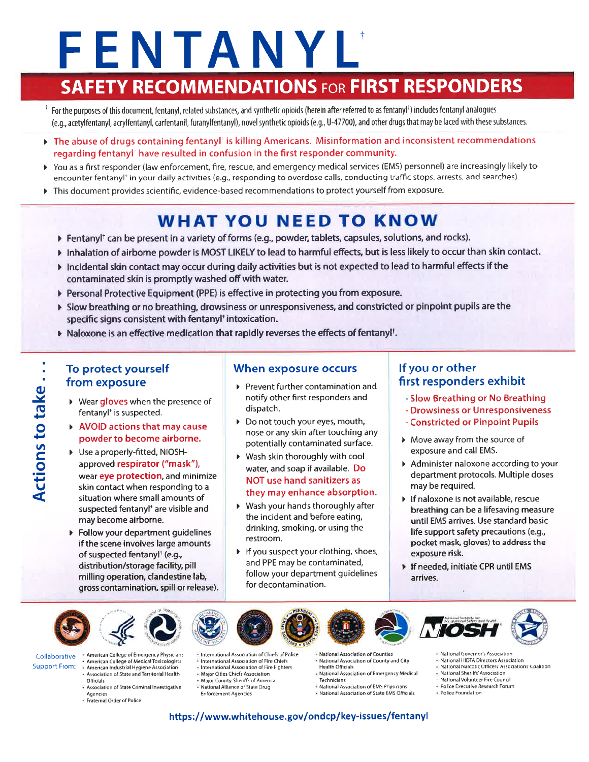# FENTANYL[†]

## SAFETY RECOMMENDATIONS FOR FIRST RESPONDERS

[†] For the purposes of this document, fentanyl, related substances, and synthetic opioids (herein after referred to as fentanyl[†]) includes fentanyl analogues (e.g., acetylfentanyl, acrylfentanyl, carfentanil, furanylfentanyl), novel synthetic opioids (e.g., U-47700), and other drugs that may be laced with these substances.

- The abuse of drugs containing fentanyl[†] is killing Americans. Misinformation and inconsistent recommendations regarding fentanyl[†] have resulted in confusion in the first responder community.
- You as a first responder (law enforcement, fire, rescue, and emergency medical services (EMS) personnel) are increasingly likely to encounter fentanyl[†] in your daily activities (e.g., responding to overdose calls, conducting traffic stops, arrests, and searches).
- This document provides scientific, evidence-based recommendations to protect yourself from exposure.

## WHAT YOU NEED TO KNOW

- Fentanyl[†] can be present in a variety of forms (e.g., powder, tablets, capsules, solutions, and rocks).
- Inhalation of airborne powder is MOST LIKELY to lead to harmful effects, but is less likely to occur than skin contact.
- Incidental skin contact may occur during daily activities but is not expected to lead to harmful effects if the contaminated skin is promptly washed off with water.
- Personal Protective Equipment (PPE) is effective in protecting you from exposure.
- Slow breathing or no breathing, drowsiness or unresponsiveness, and constricted or pinpoint pupils are the specific signs consistent with fentanyl[†] intoxication.
- Naloxone is an effective medication that rapidly reverses the effects of fentanyl[†].

## Actions to take . . .

### To protect yourself from exposure

- Wear **gloves** when the presence of fentanyl[†] is suspected.
- **AVOID actions that may cause powder to become airborne.**
- Use a properly-fitted, NIOSH-approved **respirator ("mask")**, wear **eye protection**, and minimize skin contact when responding to a situation where small amounts of suspected fentanyl[†] are visible and may become airborne.
- Follow your department guidelines if the scene involves large amounts of suspected fentanyl[†] (e.g., distribution/storage facility, pill milling operation, clandestine lab, gross contamination, spill or release).

### When exposure occurs

- Prevent further contamination and notify other first responders and dispatch.
- Do not touch your eyes, mouth, nose or any skin after touching any potentially contaminated surface.
- Wash skin thoroughly with cool water, and soap if available. **Do NOT use hand sanitizers as they may enhance absorption.**
- Wash your hands thoroughly after the incident and before eating, drinking, smoking, or using the restroom.
- If you suspect your clothing, shoes, and PPE may be contaminated, follow your department guidelines for decontamination.

### If you or other first responders exhibit

- Slow Breathing or No Breathing
- Drowsiness or Unresponsiveness
- Constricted or Pinpoint Pupils

- Move away from the source of exposure and call EMS.
- Administer naloxone according to your department protocols. Multiple doses may be required.
- If naloxone is not available, rescue breathing can be a lifesaving measure until EMS arrives. Use standard basic life support safety precautions (e.g., pocket mask, gloves) to address the exposure risk.
- If needed, initiate CPR until EMS arrives.

Collaborative Support From:

- American College of Emergency Physicians
- American College of Medical Toxicologists
- American Industrial Hygiene Association
- Association of State and Territorial Health Officials
- Association of State Criminal Investigative Agencies
- Fraternal Order of Police
- International Association of Chiefs of Police
- International Association of Fire Chiefs
- International Association of Fire Fighters
- Major Cities Chiefs Association
- Major County Sheriffs of America
- National Alliance of State Drug Enforcement Agencies
- National Association of Counties
- National Association of County and City Health Officials
- National Association of Emergency Medical Technicians
- National Association of EMS Physicians
- National Association of State EMS Officials
- National Governor's Association
- National HIDTA Directors Association
- National Narcotic Officers' Associations' Coalition
- National Sheriffs' Association
- National Volunteer Fire Council
- Police Executive Research Forum
- Police Foundation

https://www.whitehouse.gov/ondcp/key-issues/fentanyl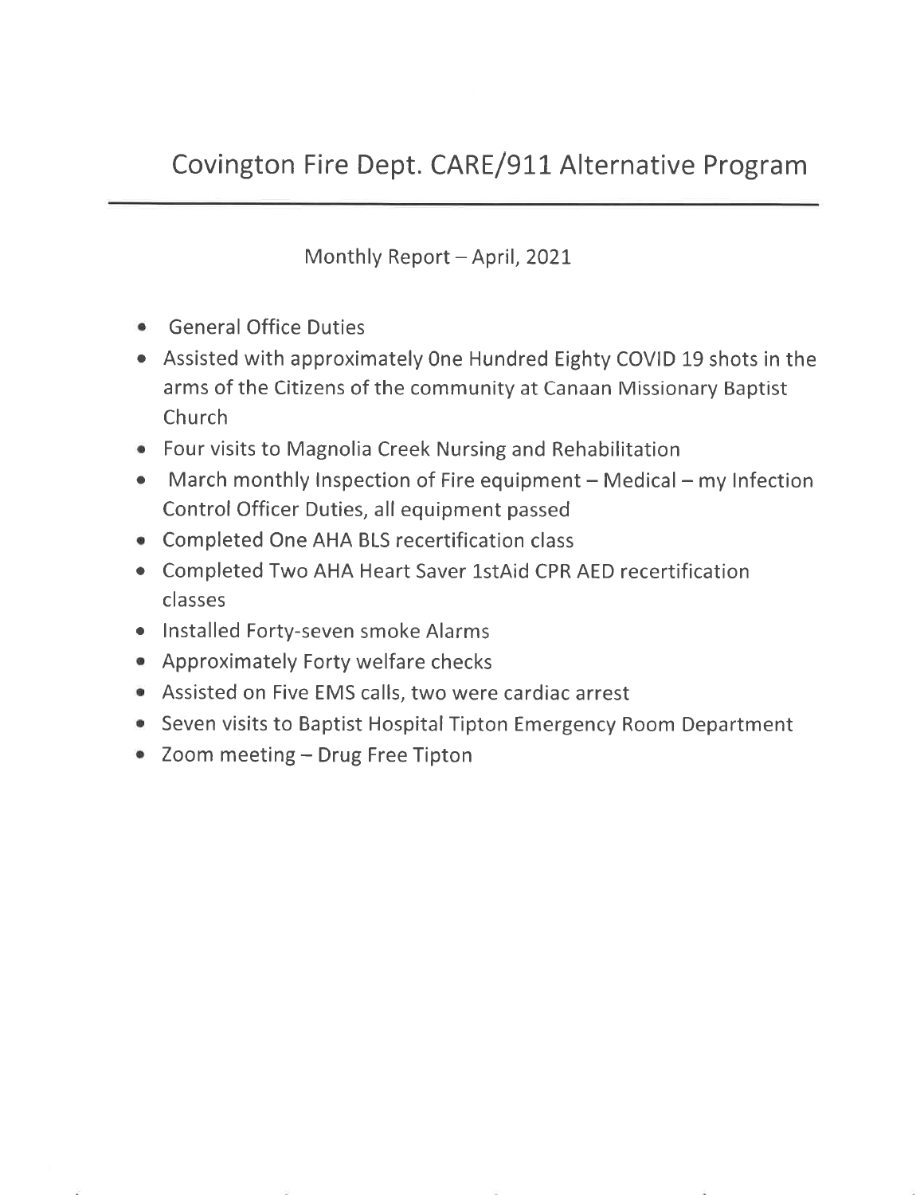# Covington Fire Dept. CARE/911 Alternative Program

Monthly Report – April, 2021

- General Office Duties
- Assisted with approximately One Hundred Eighty COVID 19 shots in the arms of the Citizens of the community at Canaan Missionary Baptist Church
- Four visits to Magnolia Creek Nursing and Rehabilitation
- March monthly Inspection of Fire equipment – Medical – my Infection Control Officer Duties, all equipment passed
- Completed One AHA BLS recertification class
- Completed Two AHA Heart Saver 1stAid CPR AED recertification classes
- Installed Forty-seven smoke Alarms
- Approximately Forty welfare checks
- Assisted on Five EMS calls, two were cardiac arrest
- Seven visits to Baptist Hospital Tipton Emergency Room Department
- Zoom meeting – Drug Free Tipton